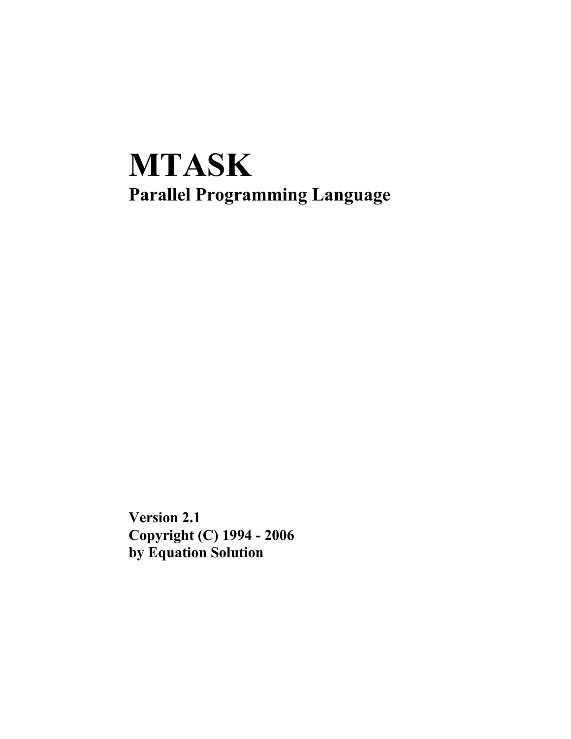# MTASK

## Parallel Programming Language

**Version 2.1**
**Copyright (C) 1994 - 2006**
**by Equation Solution**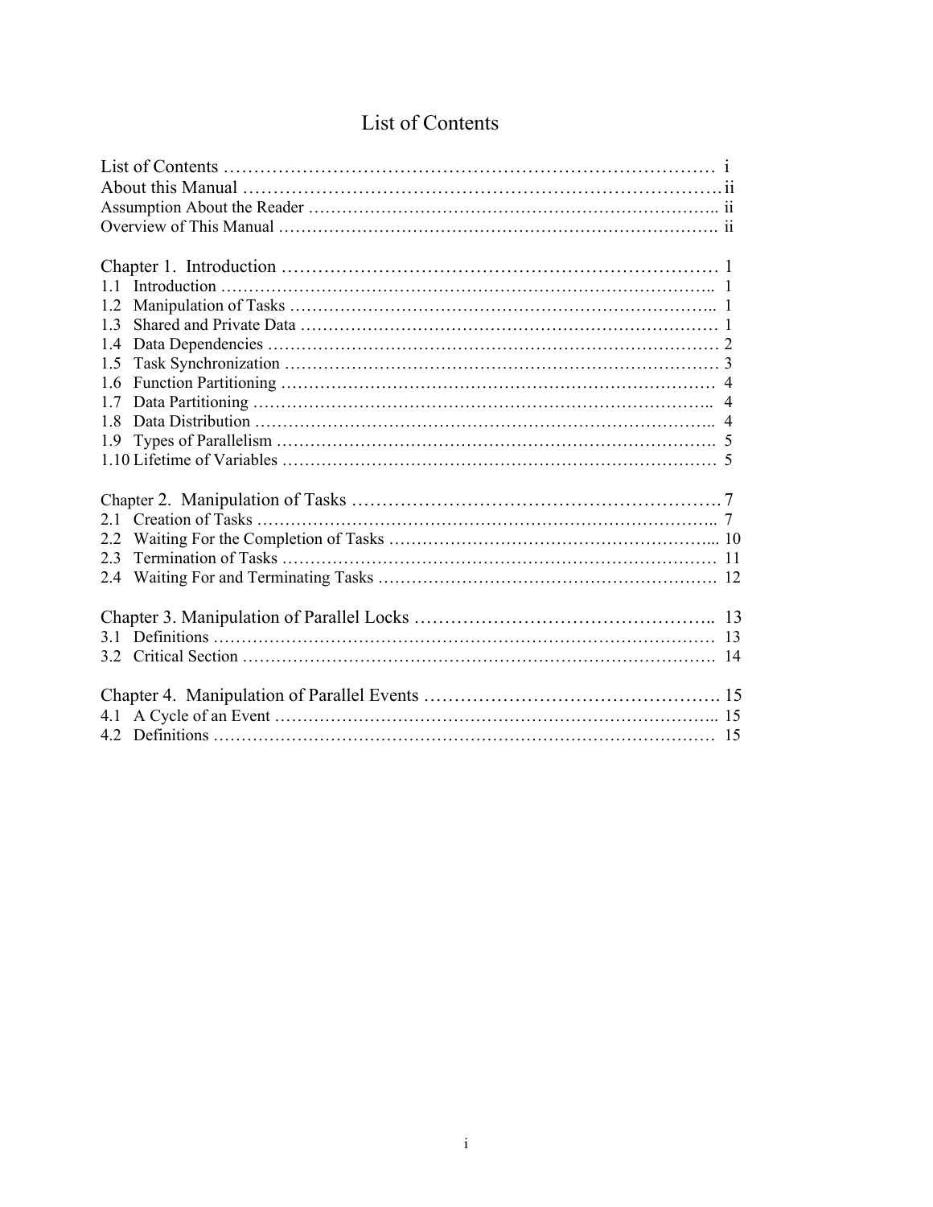# List of Contents

List of Contents …………………………………………………………………… i
About this Manual …………………………………………………………………. ii
Assumption About the Reader ……………………………………………………………….. ii
Overview of This Manual ……………………………………………………………………. ii

Chapter 1. Introduction ……………………………………………………………… 1
1.1 Introduction ……………………………………………………………………………….. 1
1.2 Manipulation of Tasks ………………………………………………………………….. 1
1.3 Shared and Private Data ………………………………………………………………… 1
1.4 Data Dependencies ……………………………………………………………………… 2
1.5 Task Synchronization …………………………………………………………………… 3
1.6 Function Partitioning …………………………………………………………………… 4
1.7 Data Partitioning ……………………………………………………………………….. 4
1.8 Data Distribution ……………………………………………………………………….. 4
1.9 Types of Parallelism ……………………………………………………………………. 5
1.10 Lifetime of Variables …………………………………………………………………… 5

Chapter 2. Manipulation of Tasks …………………………………………………. 7
2.1 Creation of Tasks ……………………………………………………………………….. 7
2.2 Waiting For the Completion of Tasks …………………………………………………... 10
2.3 Termination of Tasks …………………………………………………………………… 11
2.4 Waiting For and Terminating Tasks ……………………………………………………. 12

Chapter 3. Manipulation of Parallel Locks ………………………………………….. 13
3.1 Definitions ……………………………………………………………………………… 13
3.2 Critical Section …………………………………………………………………………. 14

Chapter 4. Manipulation of Parallel Events …………………………………………. 15
4.1 A Cycle of an Event …………………………………………………………………….. 15
4.2 Definitions ……………………………………………………………………………… 15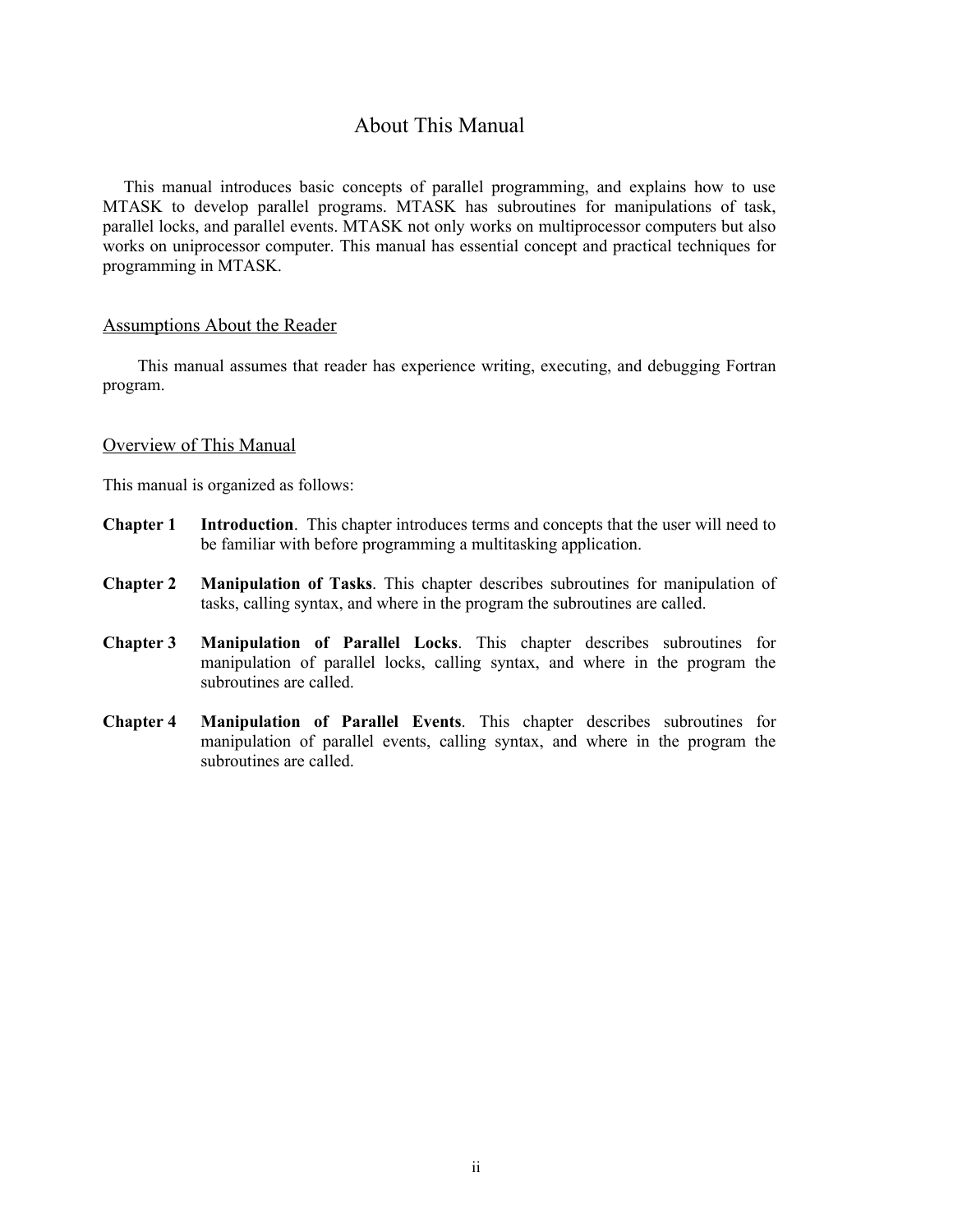# About This Manual

This manual introduces basic concepts of parallel programming, and explains how to use MTASK to develop parallel programs. MTASK has subroutines for manipulations of task, parallel locks, and parallel events. MTASK not only works on multiprocessor computers but also works on uniprocessor computer. This manual has essential concept and practical techniques for programming in MTASK.

## Assumptions About the Reader

This manual assumes that reader has experience writing, executing, and debugging Fortran program.

## Overview of This Manual

This manual is organized as follows:

**Chapter 1** **Introduction**. This chapter introduces terms and concepts that the user will need to be familiar with before programming a multitasking application.

**Chapter 2** **Manipulation of Tasks**. This chapter describes subroutines for manipulation of tasks, calling syntax, and where in the program the subroutines are called.

**Chapter 3** **Manipulation of Parallel Locks**. This chapter describes subroutines for manipulation of parallel locks, calling syntax, and where in the program the subroutines are called.

**Chapter 4** **Manipulation of Parallel Events**. This chapter describes subroutines for manipulation of parallel events, calling syntax, and where in the program the subroutines are called.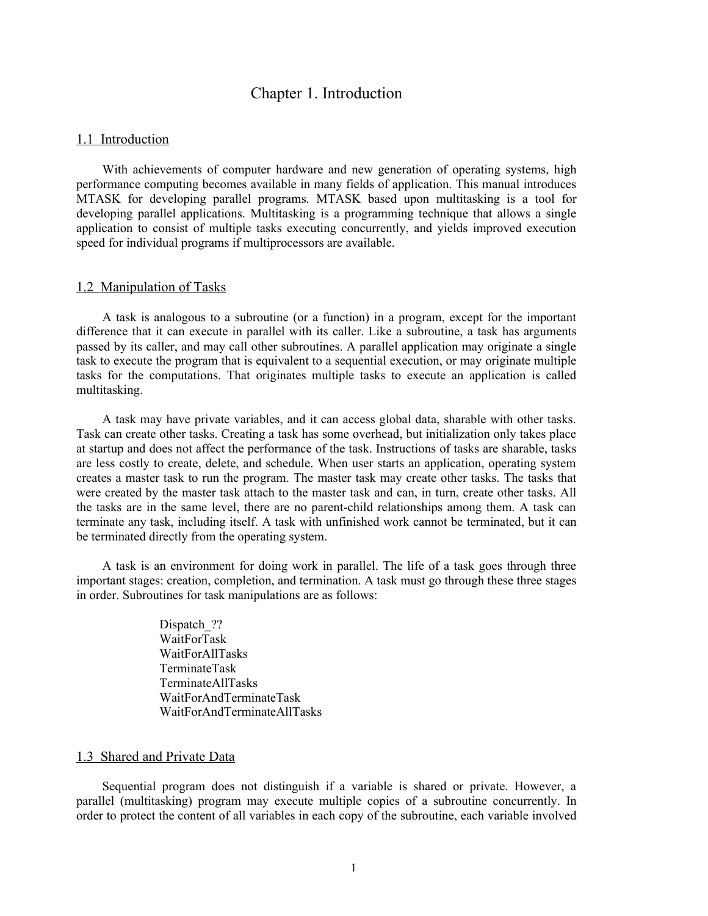# Chapter 1. Introduction

## 1.1 Introduction

With achievements of computer hardware and new generation of operating systems, high performance computing becomes available in many fields of application. This manual introduces MTASK for developing parallel programs. MTASK based upon multitasking is a tool for developing parallel applications. Multitasking is a programming technique that allows a single application to consist of multiple tasks executing concurrently, and yields improved execution speed for individual programs if multiprocessors are available.

## 1.2 Manipulation of Tasks

A task is analogous to a subroutine (or a function) in a program, except for the important difference that it can execute in parallel with its caller. Like a subroutine, a task has arguments passed by its caller, and may call other subroutines. A parallel application may originate a single task to execute the program that is equivalent to a sequential execution, or may originate multiple tasks for the computations. That originates multiple tasks to execute an application is called multitasking.

A task may have private variables, and it can access global data, sharable with other tasks. Task can create other tasks. Creating a task has some overhead, but initialization only takes place at startup and does not affect the performance of the task. Instructions of tasks are sharable, tasks are less costly to create, delete, and schedule. When user starts an application, operating system creates a master task to run the program. The master task may create other tasks. The tasks that were created by the master task attach to the master task and can, in turn, create other tasks. All the tasks are in the same level, there are no parent-child relationships among them. A task can terminate any task, including itself. A task with unfinished work cannot be terminated, but it can be terminated directly from the operating system.

A task is an environment for doing work in parallel. The life of a task goes through three important stages: creation, completion, and termination. A task must go through these three stages in order. Subroutines for task manipulations are as follows:

Dispatch_??
WaitForTask
WaitForAllTasks
TerminateTask
TerminateAllTasks
WaitForAndTerminateTask
WaitForAndTerminateAllTasks

## 1.3 Shared and Private Data

Sequential program does not distinguish if a variable is shared or private. However, a parallel (multitasking) program may execute multiple copies of a subroutine concurrently. In order to protect the content of all variables in each copy of the subroutine, each variable involved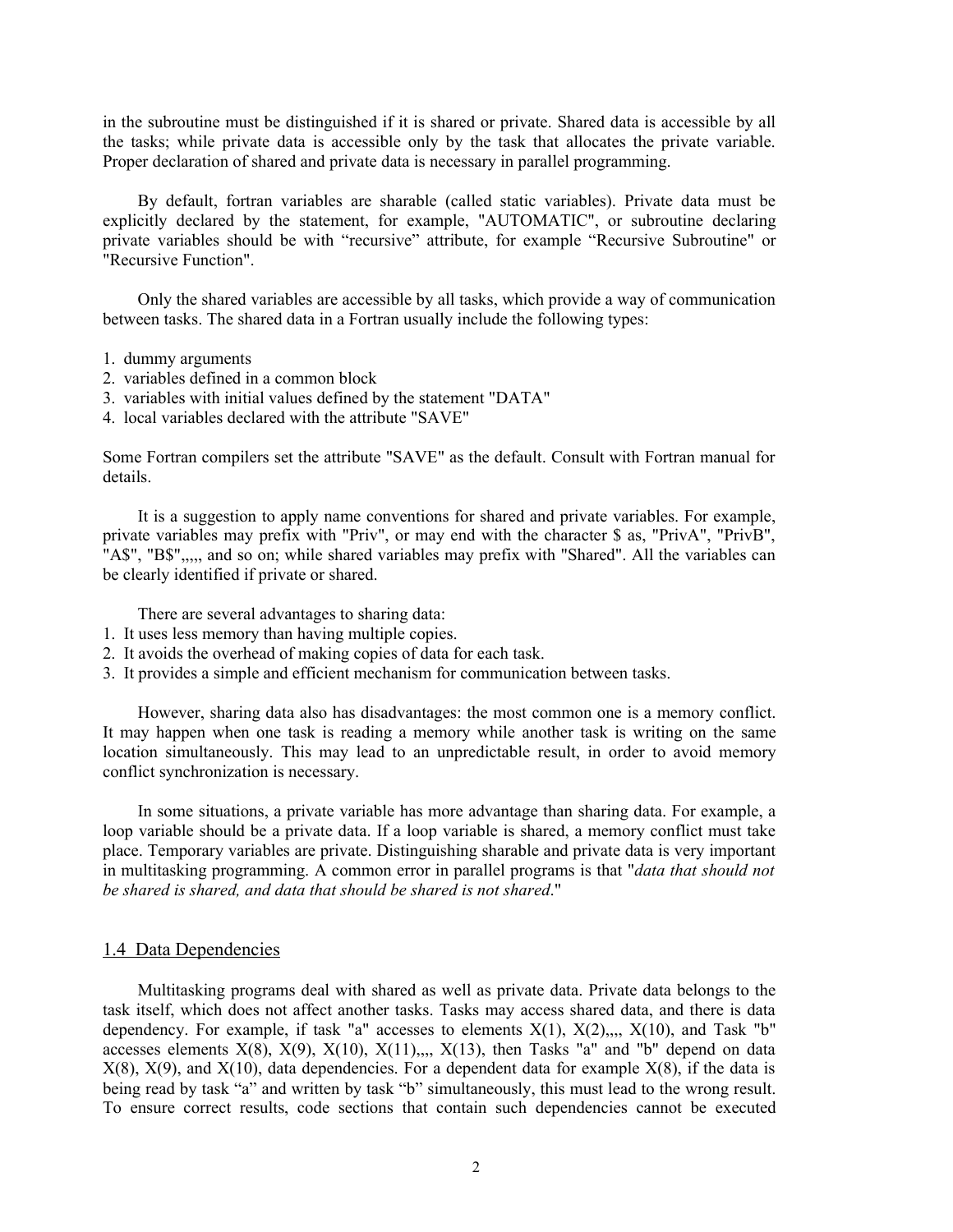in the subroutine must be distinguished if it is shared or private. Shared data is accessible by all the tasks; while private data is accessible only by the task that allocates the private variable. Proper declaration of shared and private data is necessary in parallel programming.

By default, fortran variables are sharable (called static variables). Private data must be explicitly declared by the statement, for example, "AUTOMATIC", or subroutine declaring private variables should be with "recursive" attribute, for example "Recursive Subroutine" or "Recursive Function".

Only the shared variables are accessible by all tasks, which provide a way of communication between tasks. The shared data in a Fortran usually include the following types:

1. dummy arguments
2. variables defined in a common block
3. variables with initial values defined by the statement "DATA"
4. local variables declared with the attribute "SAVE"

Some Fortran compilers set the attribute "SAVE" as the default. Consult with Fortran manual for details.

It is a suggestion to apply name conventions for shared and private variables. For example, private variables may prefix with "Priv", or may end with the character $ as, "PrivA", "PrivB", "A$", "B$",,,,, and so on; while shared variables may prefix with "Shared". All the variables can be clearly identified if private or shared.

There are several advantages to sharing data:

1. It uses less memory than having multiple copies.
2. It avoids the overhead of making copies of data for each task.
3. It provides a simple and efficient mechanism for communication between tasks.

However, sharing data also has disadvantages: the most common one is a memory conflict. It may happen when one task is reading a memory while another task is writing on the same location simultaneously. This may lead to an unpredictable result, in order to avoid memory conflict synchronization is necessary.

In some situations, a private variable has more advantage than sharing data. For example, a loop variable should be a private data. If a loop variable is shared, a memory conflict must take place. Temporary variables are private. Distinguishing sharable and private data is very important in multitasking programming. A common error in parallel programs is that "*data that should not be shared is shared, and data that should be shared is not shared*."

## 1.4 Data Dependencies

Multitasking programs deal with shared as well as private data. Private data belongs to the task itself, which does not affect another tasks. Tasks may access shared data, and there is data dependency. For example, if task "a" accesses to elements X(1), X(2),,,, X(10), and Task "b" accesses elements X(8), X(9), X(10), X(11),,,, X(13), then Tasks "a" and "b" depend on data X(8), X(9), and X(10), data dependencies. For a dependent data for example X(8), if the data is being read by task "a" and written by task "b" simultaneously, this must lead to the wrong result. To ensure correct results, code sections that contain such dependencies cannot be executed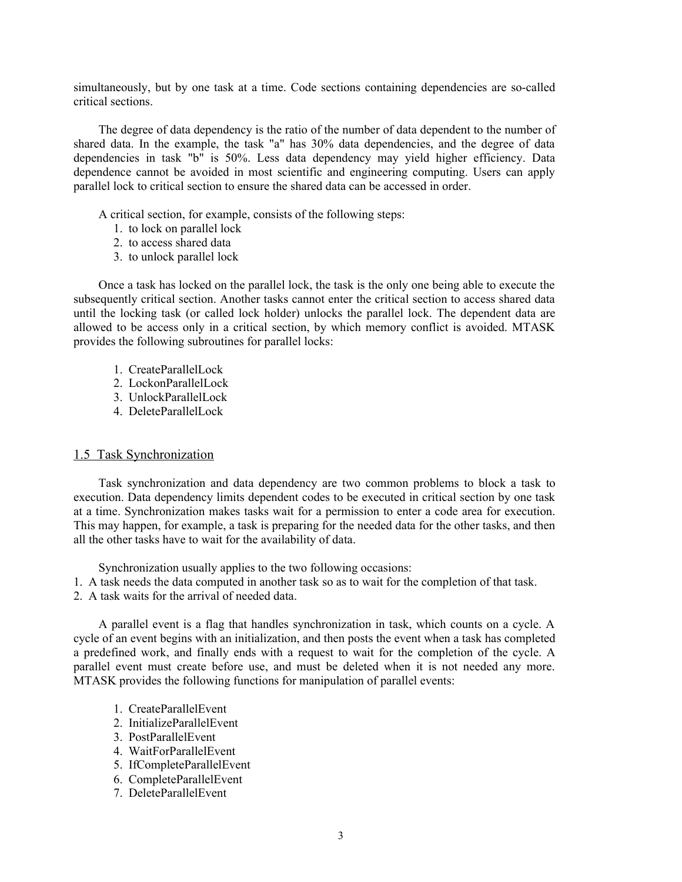simultaneously, but by one task at a time. Code sections containing dependencies are so-called critical sections.

The degree of data dependency is the ratio of the number of data dependent to the number of shared data. In the example, the task "a" has 30% data dependencies, and the degree of data dependencies in task "b" is 50%. Less data dependency may yield higher efficiency. Data dependence cannot be avoided in most scientific and engineering computing. Users can apply parallel lock to critical section to ensure the shared data can be accessed in order.

A critical section, for example, consists of the following steps:

1. to lock on parallel lock
2. to access shared data
3. to unlock parallel lock

Once a task has locked on the parallel lock, the task is the only one being able to execute the subsequently critical section. Another tasks cannot enter the critical section to access shared data until the locking task (or called lock holder) unlocks the parallel lock. The dependent data are allowed to be access only in a critical section, by which memory conflict is avoided. MTASK provides the following subroutines for parallel locks:

1. CreateParallelLock
2. LockonParallelLock
3. UnlockParallelLock
4. DeleteParallelLock

## 1.5 Task Synchronization

Task synchronization and data dependency are two common problems to block a task to execution. Data dependency limits dependent codes to be executed in critical section by one task at a time. Synchronization makes tasks wait for a permission to enter a code area for execution. This may happen, for example, a task is preparing for the needed data for the other tasks, and then all the other tasks have to wait for the availability of data.

Synchronization usually applies to the two following occasions:

1. A task needs the data computed in another task so as to wait for the completion of that task.
2. A task waits for the arrival of needed data.

A parallel event is a flag that handles synchronization in task, which counts on a cycle. A cycle of an event begins with an initialization, and then posts the event when a task has completed a predefined work, and finally ends with a request to wait for the completion of the cycle. A parallel event must create before use, and must be deleted when it is not needed any more. MTASK provides the following functions for manipulation of parallel events:

1. CreateParallelEvent
2. InitializeParallelEvent
3. PostParallelEvent
4. WaitForParallelEvent
5. IfCompleteParallelEvent
6. CompleteParallelEvent
7. DeleteParallelEvent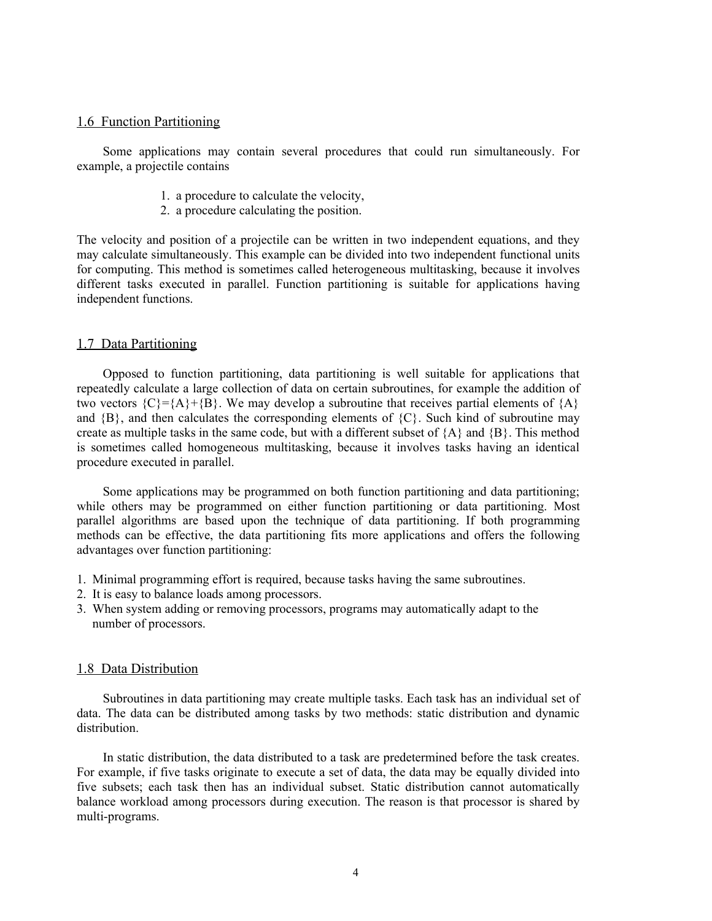## 1.6 Function Partitioning

Some applications may contain several procedures that could run simultaneously. For example, a projectile contains

1. a procedure to calculate the velocity,
2. a procedure calculating the position.

The velocity and position of a projectile can be written in two independent equations, and they may calculate simultaneously. This example can be divided into two independent functional units for computing. This method is sometimes called heterogeneous multitasking, because it involves different tasks executed in parallel. Function partitioning is suitable for applications having independent functions.

## 1.7 Data Partitioning

Opposed to function partitioning, data partitioning is well suitable for applications that repeatedly calculate a large collection of data on certain subroutines, for example the addition of two vectors $\{C\}=\{A\}+\{B\}$. We may develop a subroutine that receives partial elements of $\{A\}$ and $\{B\}$, and then calculates the corresponding elements of $\{C\}$. Such kind of subroutine may create as multiple tasks in the same code, but with a different subset of $\{A\}$ and $\{B\}$. This method is sometimes called homogeneous multitasking, because it involves tasks having an identical procedure executed in parallel.

Some applications may be programmed on both function partitioning and data partitioning; while others may be programmed on either function partitioning or data partitioning. Most parallel algorithms are based upon the technique of data partitioning. If both programming methods can be effective, the data partitioning fits more applications and offers the following advantages over function partitioning:

1. Minimal programming effort is required, because tasks having the same subroutines.
2. It is easy to balance loads among processors.
3. When system adding or removing processors, programs may automatically adapt to the number of processors.

## 1.8 Data Distribution

Subroutines in data partitioning may create multiple tasks. Each task has an individual set of data. The data can be distributed among tasks by two methods: static distribution and dynamic distribution.

In static distribution, the data distributed to a task are predetermined before the task creates. For example, if five tasks originate to execute a set of data, the data may be equally divided into five subsets; each task then has an individual subset. Static distribution cannot automatically balance workload among processors during execution. The reason is that processor is shared by multi-programs.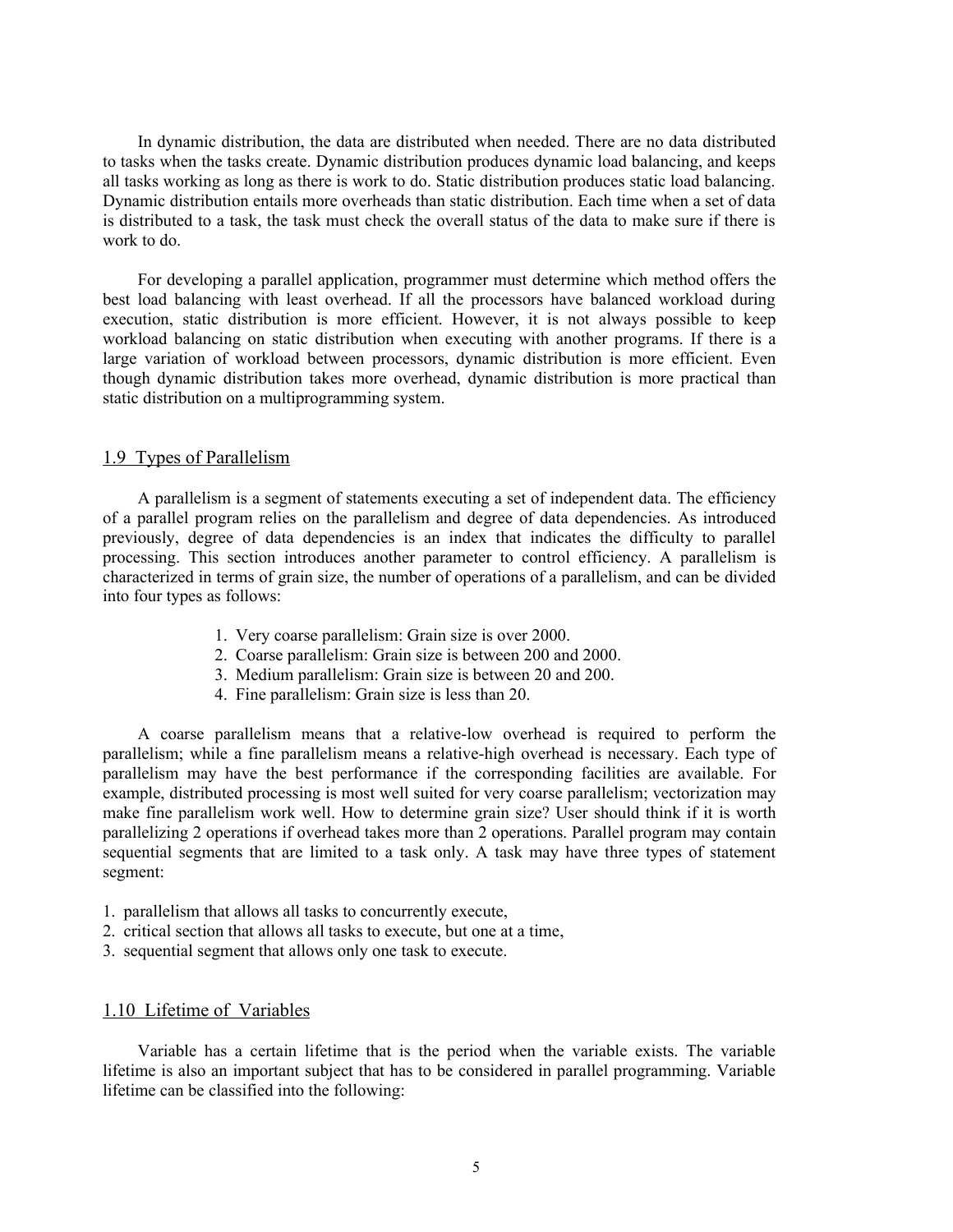In dynamic distribution, the data are distributed when needed. There are no data distributed to tasks when the tasks create. Dynamic distribution produces dynamic load balancing, and keeps all tasks working as long as there is work to do. Static distribution produces static load balancing. Dynamic distribution entails more overheads than static distribution. Each time when a set of data is distributed to a task, the task must check the overall status of the data to make sure if there is work to do.

For developing a parallel application, programmer must determine which method offers the best load balancing with least overhead. If all the processors have balanced workload during execution, static distribution is more efficient. However, it is not always possible to keep workload balancing on static distribution when executing with another programs. If there is a large variation of workload between processors, dynamic distribution is more efficient. Even though dynamic distribution takes more overhead, dynamic distribution is more practical than static distribution on a multiprogramming system.

## 1.9 Types of Parallelism

A parallelism is a segment of statements executing a set of independent data. The efficiency of a parallel program relies on the parallelism and degree of data dependencies. As introduced previously, degree of data dependencies is an index that indicates the difficulty to parallel processing. This section introduces another parameter to control efficiency. A parallelism is characterized in terms of grain size, the number of operations of a parallelism, and can be divided into four types as follows:

1. Very coarse parallelism: Grain size is over 2000.
2. Coarse parallelism: Grain size is between 200 and 2000.
3. Medium parallelism: Grain size is between 20 and 200.
4. Fine parallelism: Grain size is less than 20.

A coarse parallelism means that a relative-low overhead is required to perform the parallelism; while a fine parallelism means a relative-high overhead is necessary. Each type of parallelism may have the best performance if the corresponding facilities are available. For example, distributed processing is most well suited for very coarse parallelism; vectorization may make fine parallelism work well. How to determine grain size? User should think if it is worth parallelizing 2 operations if overhead takes more than 2 operations. Parallel program may contain sequential segments that are limited to a task only. A task may have three types of statement segment:

1. parallelism that allows all tasks to concurrently execute,
2. critical section that allows all tasks to execute, but one at a time,
3. sequential segment that allows only one task to execute.

## 1.10 Lifetime of Variables

Variable has a certain lifetime that is the period when the variable exists. The variable lifetime is also an important subject that has to be considered in parallel programming. Variable lifetime can be classified into the following: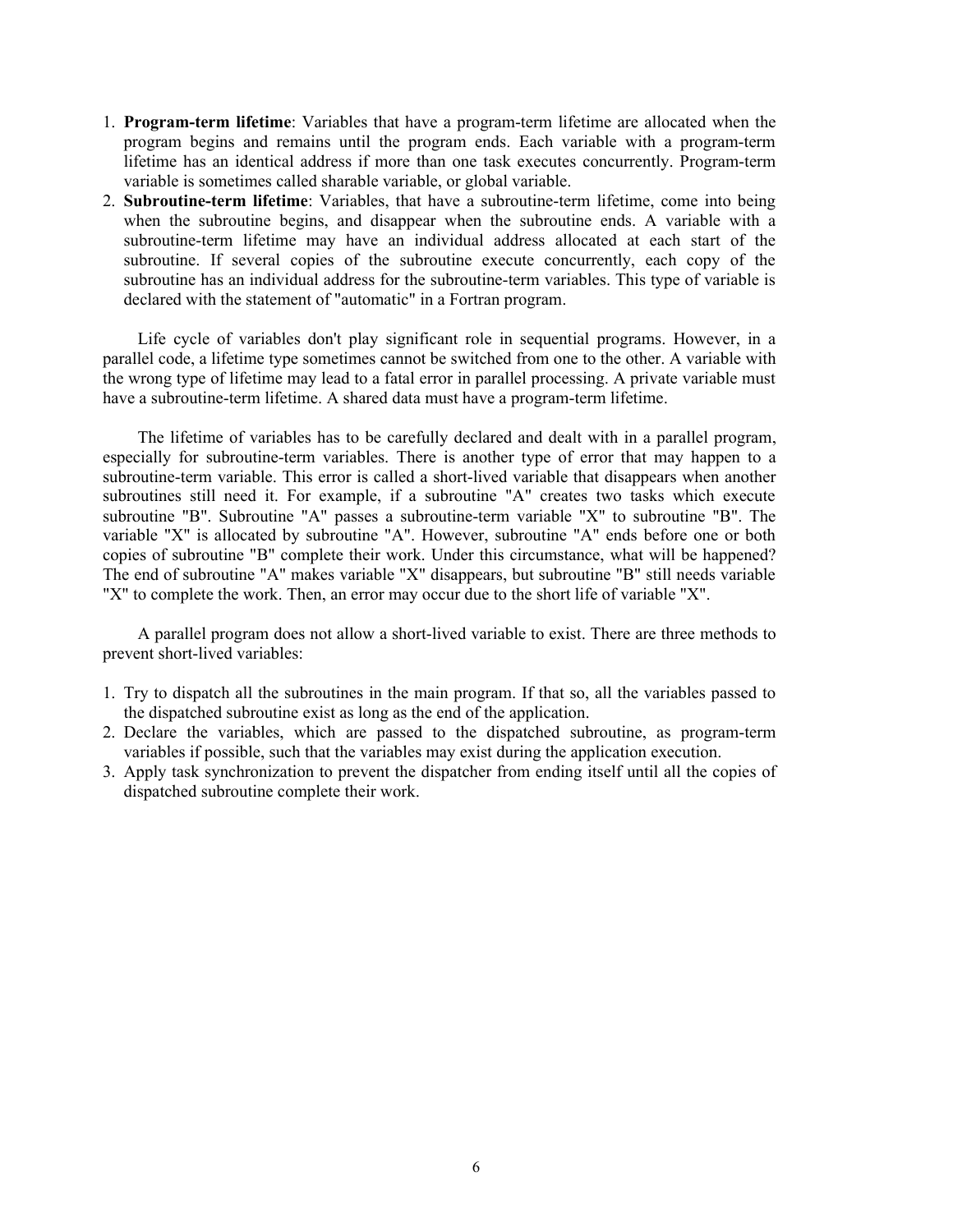1. **Program-term lifetime**: Variables that have a program-term lifetime are allocated when the program begins and remains until the program ends. Each variable with a program-term lifetime has an identical address if more than one task executes concurrently. Program-term variable is sometimes called sharable variable, or global variable.
2. **Subroutine-term lifetime**: Variables, that have a subroutine-term lifetime, come into being when the subroutine begins, and disappear when the subroutine ends. A variable with a subroutine-term lifetime may have an individual address allocated at each start of the subroutine. If several copies of the subroutine execute concurrently, each copy of the subroutine has an individual address for the subroutine-term variables. This type of variable is declared with the statement of "automatic" in a Fortran program.

Life cycle of variables don't play significant role in sequential programs. However, in a parallel code, a lifetime type sometimes cannot be switched from one to the other. A variable with the wrong type of lifetime may lead to a fatal error in parallel processing. A private variable must have a subroutine-term lifetime. A shared data must have a program-term lifetime.

The lifetime of variables has to be carefully declared and dealt with in a parallel program, especially for subroutine-term variables. There is another type of error that may happen to a subroutine-term variable. This error is called a short-lived variable that disappears when another subroutines still need it. For example, if a subroutine "A" creates two tasks which execute subroutine "B". Subroutine "A" passes a subroutine-term variable "X" to subroutine "B". The variable "X" is allocated by subroutine "A". However, subroutine "A" ends before one or both copies of subroutine "B" complete their work. Under this circumstance, what will be happened? The end of subroutine "A" makes variable "X" disappears, but subroutine "B" still needs variable "X" to complete the work. Then, an error may occur due to the short life of variable "X".

A parallel program does not allow a short-lived variable to exist. There are three methods to prevent short-lived variables:

1. Try to dispatch all the subroutines in the main program. If that so, all the variables passed to the dispatched subroutine exist as long as the end of the application.
2. Declare the variables, which are passed to the dispatched subroutine, as program-term variables if possible, such that the variables may exist during the application execution.
3. Apply task synchronization to prevent the dispatcher from ending itself until all the copies of dispatched subroutine complete their work.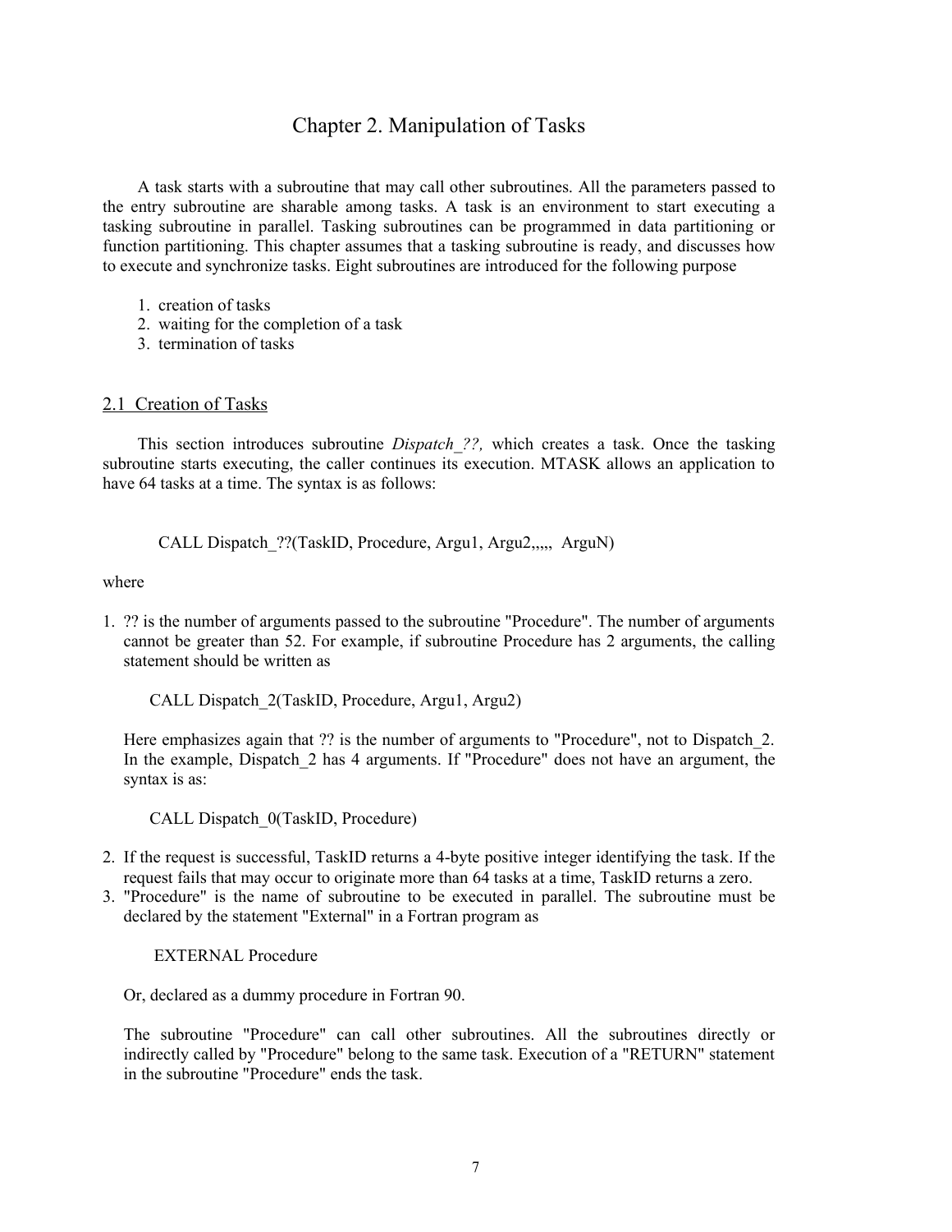# Chapter 2. Manipulation of Tasks

A task starts with a subroutine that may call other subroutines. All the parameters passed to the entry subroutine are sharable among tasks. A task is an environment to start executing a tasking subroutine in parallel. Tasking subroutines can be programmed in data partitioning or function partitioning. This chapter assumes that a tasking subroutine is ready, and discusses how to execute and synchronize tasks. Eight subroutines are introduced for the following purpose

1. creation of tasks
2. waiting for the completion of a task
3. termination of tasks

## 2.1 Creation of Tasks

This section introduces subroutine *Dispatch_??,* which creates a task. Once the tasking subroutine starts executing, the caller continues its execution. MTASK allows an application to have 64 tasks at a time. The syntax is as follows:

```
CALL Dispatch_??(TaskID, Procedure, Argu1, Argu2,,,,, ArguN)
```

where

1. ?? is the number of arguments passed to the subroutine "Procedure". The number of arguments cannot be greater than 52. For example, if subroutine Procedure has 2 arguments, the calling statement should be written as

   ```
   CALL Dispatch_2(TaskID, Procedure, Argu1, Argu2)
   ```

   Here emphasizes again that ?? is the number of arguments to "Procedure", not to Dispatch_2. In the example, Dispatch_2 has 4 arguments. If "Procedure" does not have an argument, the syntax is as:

   ```
   CALL Dispatch_0(TaskID, Procedure)
   ```

2. If the request is successful, TaskID returns a 4-byte positive integer identifying the task. If the request fails that may occur to originate more than 64 tasks at a time, TaskID returns a zero.
3. "Procedure" is the name of subroutine to be executed in parallel. The subroutine must be declared by the statement "External" in a Fortran program as

   ```
   EXTERNAL Procedure
   ```

   Or, declared as a dummy procedure in Fortran 90.

   The subroutine "Procedure" can call other subroutines. All the subroutines directly or indirectly called by "Procedure" belong to the same task. Execution of a "RETURN" statement in the subroutine "Procedure" ends the task.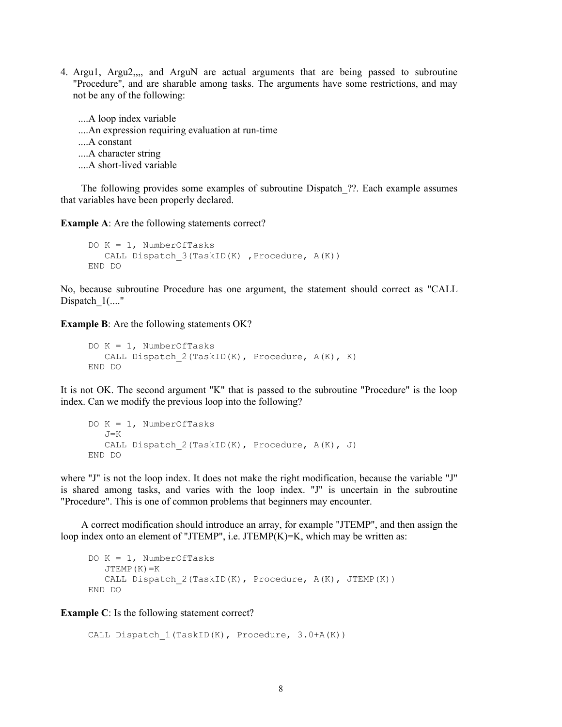4. Argu1, Argu2,,,, and ArguN are actual arguments that are being passed to subroutine "Procedure", and are sharable among tasks. The arguments have some restrictions, and may not be any of the following:

....A loop index variable
....An expression requiring evaluation at run-time
....A constant
....A character string
....A short-lived variable

The following provides some examples of subroutine Dispatch_??. Each example assumes that variables have been properly declared.

**Example A**: Are the following statements correct?

```
DO K = 1, NumberOfTasks
   CALL Dispatch_3(TaskID(K) ,Procedure, A(K))
END DO
```

No, because subroutine Procedure has one argument, the statement should correct as "CALL Dispatch_1(...."

**Example B**: Are the following statements OK?

```
DO K = 1, NumberOfTasks
   CALL Dispatch_2(TaskID(K), Procedure, A(K), K)
END DO
```

It is not OK. The second argument "K" that is passed to the subroutine "Procedure" is the loop index. Can we modify the previous loop into the following?

```
DO K = 1, NumberOfTasks
   J=K
   CALL Dispatch_2(TaskID(K), Procedure, A(K), J)
END DO
```

where "J" is not the loop index. It does not make the right modification, because the variable "J" is shared among tasks, and varies with the loop index. "J" is uncertain in the subroutine "Procedure". This is one of common problems that beginners may encounter.

A correct modification should introduce an array, for example "JTEMP", and then assign the loop index onto an element of "JTEMP", i.e. JTEMP(K)=K, which may be written as:

```
DO K = 1, NumberOfTasks
   JTEMP(K)=K
   CALL Dispatch_2(TaskID(K), Procedure, A(K), JTEMP(K))
END DO
```

**Example C**: Is the following statement correct?

```
CALL Dispatch_1(TaskID(K), Procedure, 3.0+A(K))
```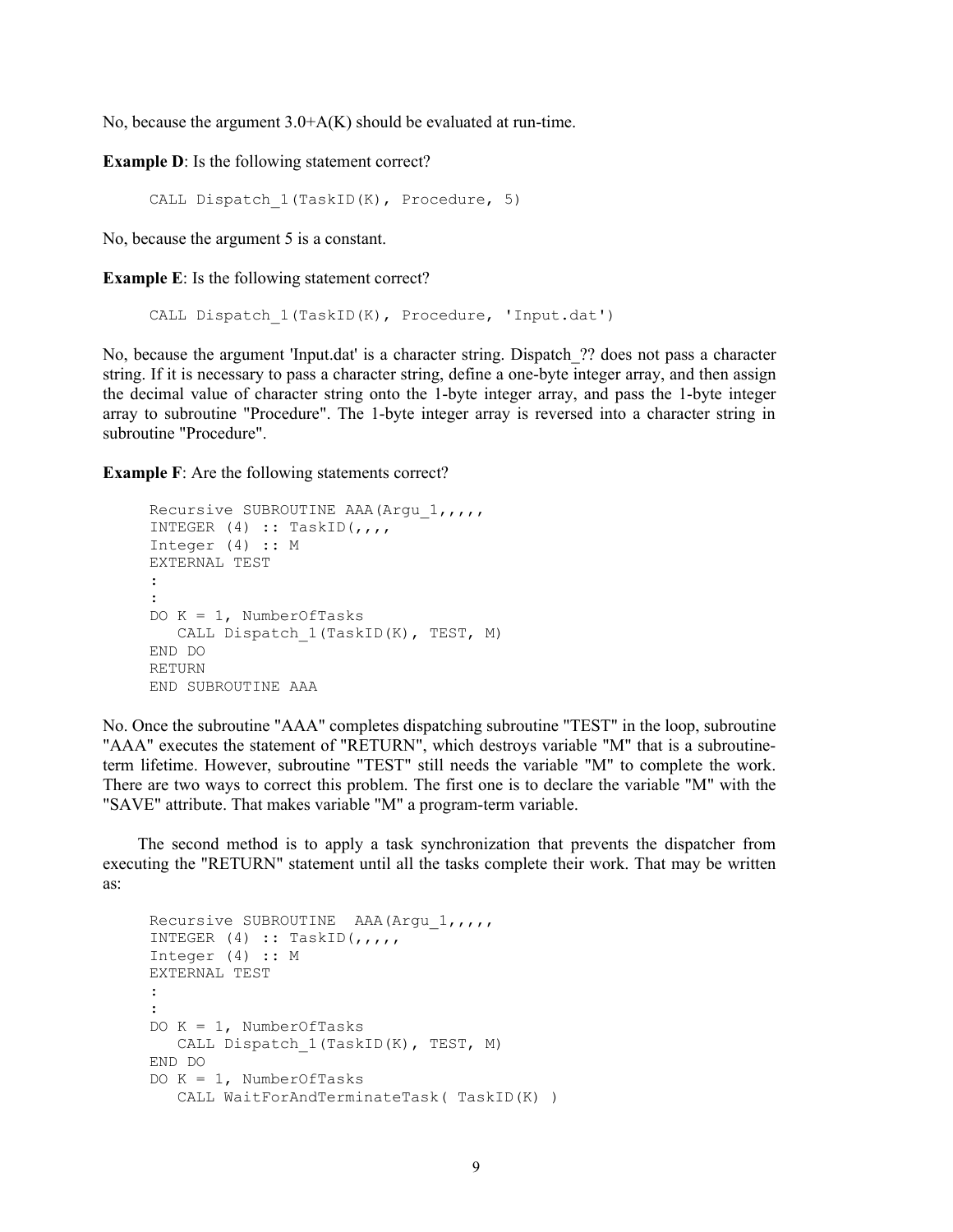No, because the argument 3.0+A(K) should be evaluated at run-time.

**Example D**: Is the following statement correct?

```
CALL Dispatch_1(TaskID(K), Procedure, 5)
```

No, because the argument 5 is a constant.

**Example E**: Is the following statement correct?

```
CALL Dispatch_1(TaskID(K), Procedure, 'Input.dat')
```

No, because the argument 'Input.dat' is a character string. Dispatch_?? does not pass a character string. If it is necessary to pass a character string, define a one-byte integer array, and then assign the decimal value of character string onto the 1-byte integer array, and pass the 1-byte integer array to subroutine "Procedure". The 1-byte integer array is reversed into a character string in subroutine "Procedure".

**Example F**: Are the following statements correct?

```
Recursive SUBROUTINE AAA(Argu_1,,,,,
INTEGER (4) :: TaskID(,,,,
Integer (4) :: M
EXTERNAL TEST
:
:
DO K = 1, NumberOfTasks
   CALL Dispatch_1(TaskID(K), TEST, M)
END DO
RETURN
END SUBROUTINE AAA
```

No. Once the subroutine "AAA" completes dispatching subroutine "TEST" in the loop, subroutine "AAA" executes the statement of "RETURN", which destroys variable "M" that is a subroutine-term lifetime. However, subroutine "TEST" still needs the variable "M" to complete the work. There are two ways to correct this problem. The first one is to declare the variable "M" with the "SAVE" attribute. That makes variable "M" a program-term variable.

The second method is to apply a task synchronization that prevents the dispatcher from executing the "RETURN" statement until all the tasks complete their work. That may be written as:

```
Recursive SUBROUTINE  AAA(Argu_1,,,,,
INTEGER (4) :: TaskID(,,,,,
Integer (4) :: M
EXTERNAL TEST
:
:
DO K = 1, NumberOfTasks
   CALL Dispatch_1(TaskID(K), TEST, M)
END DO
DO K = 1, NumberOfTasks
   CALL WaitForAndTerminateTask( TaskID(K) )
```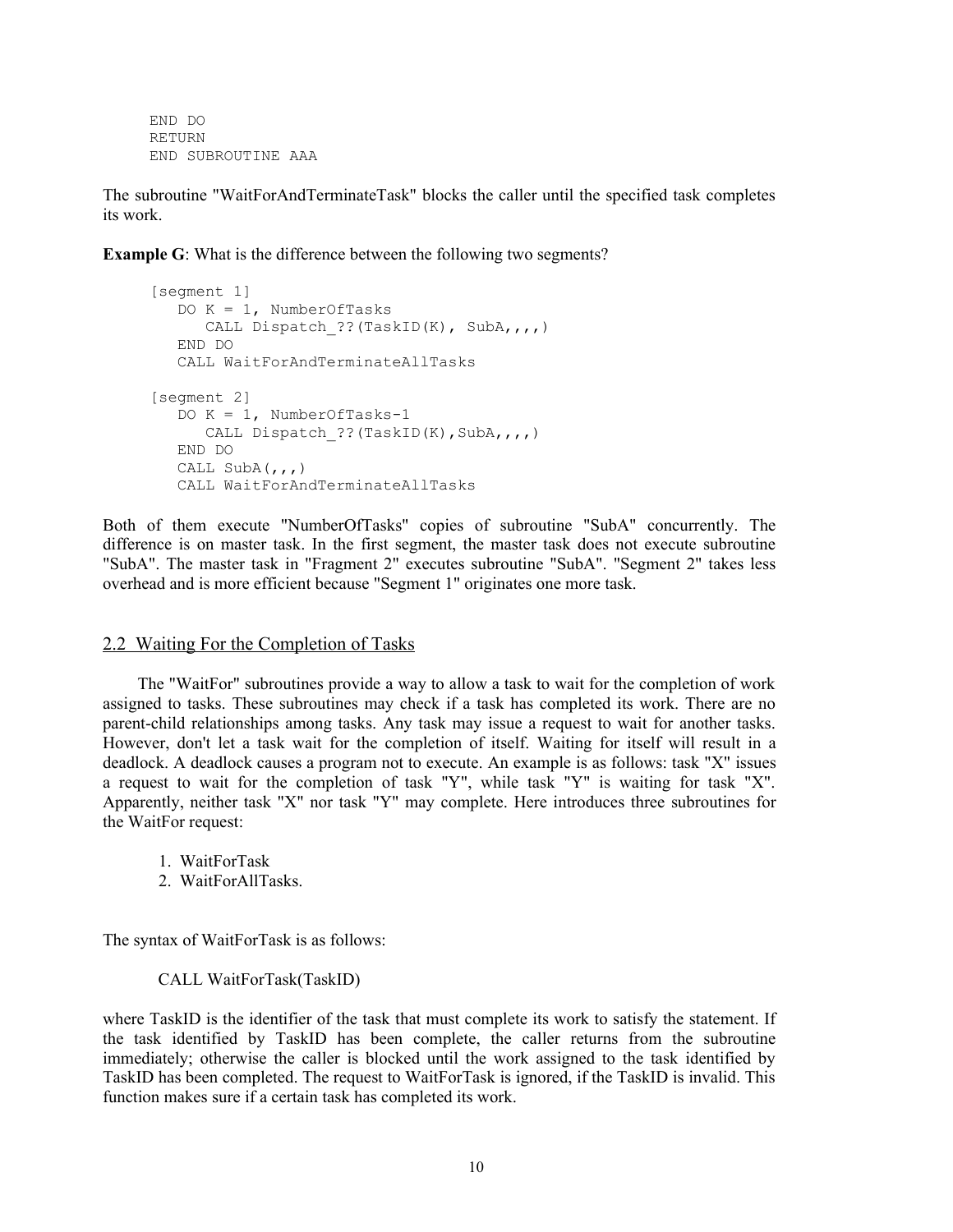```
      END DO
      RETURN
      END SUBROUTINE AAA
```

The subroutine "WaitForAndTerminateTask" blocks the caller until the specified task completes its work.

**Example G**: What is the difference between the following two segments?

```
[segment 1]
   DO K = 1, NumberOfTasks
      CALL Dispatch_??(TaskID(K), SubA,,,,)
   END DO
   CALL WaitForAndTerminateAllTasks

[segment 2]
   DO K = 1, NumberOfTasks-1
      CALL Dispatch_??(TaskID(K),SubA,,,,)
   END DO
   CALL SubA(,,,)
   CALL WaitForAndTerminateAllTasks
```

Both of them execute "NumberOfTasks" copies of subroutine "SubA" concurrently. The difference is on master task. In the first segment, the master task does not execute subroutine "SubA". The master task in "Fragment 2" executes subroutine "SubA". "Segment 2" takes less overhead and is more efficient because "Segment 1" originates one more task.

## 2.2 Waiting For the Completion of Tasks

The "WaitFor" subroutines provide a way to allow a task to wait for the completion of work assigned to tasks. These subroutines may check if a task has completed its work. There are no parent-child relationships among tasks. Any task may issue a request to wait for another tasks. However, don't let a task wait for the completion of itself. Waiting for itself will result in a deadlock. A deadlock causes a program not to execute. An example is as follows: task "X" issues a request to wait for the completion of task "Y", while task "Y" is waiting for task "X". Apparently, neither task "X" nor task "Y" may complete. Here introduces three subroutines for the WaitFor request:

1. WaitForTask
2. WaitForAllTasks.

The syntax of WaitForTask is as follows:

    CALL WaitForTask(TaskID)

where TaskID is the identifier of the task that must complete its work to satisfy the statement. If the task identified by TaskID has been complete, the caller returns from the subroutine immediately; otherwise the caller is blocked until the work assigned to the task identified by TaskID has been completed. The request to WaitForTask is ignored, if the TaskID is invalid. This function makes sure if a certain task has completed its work.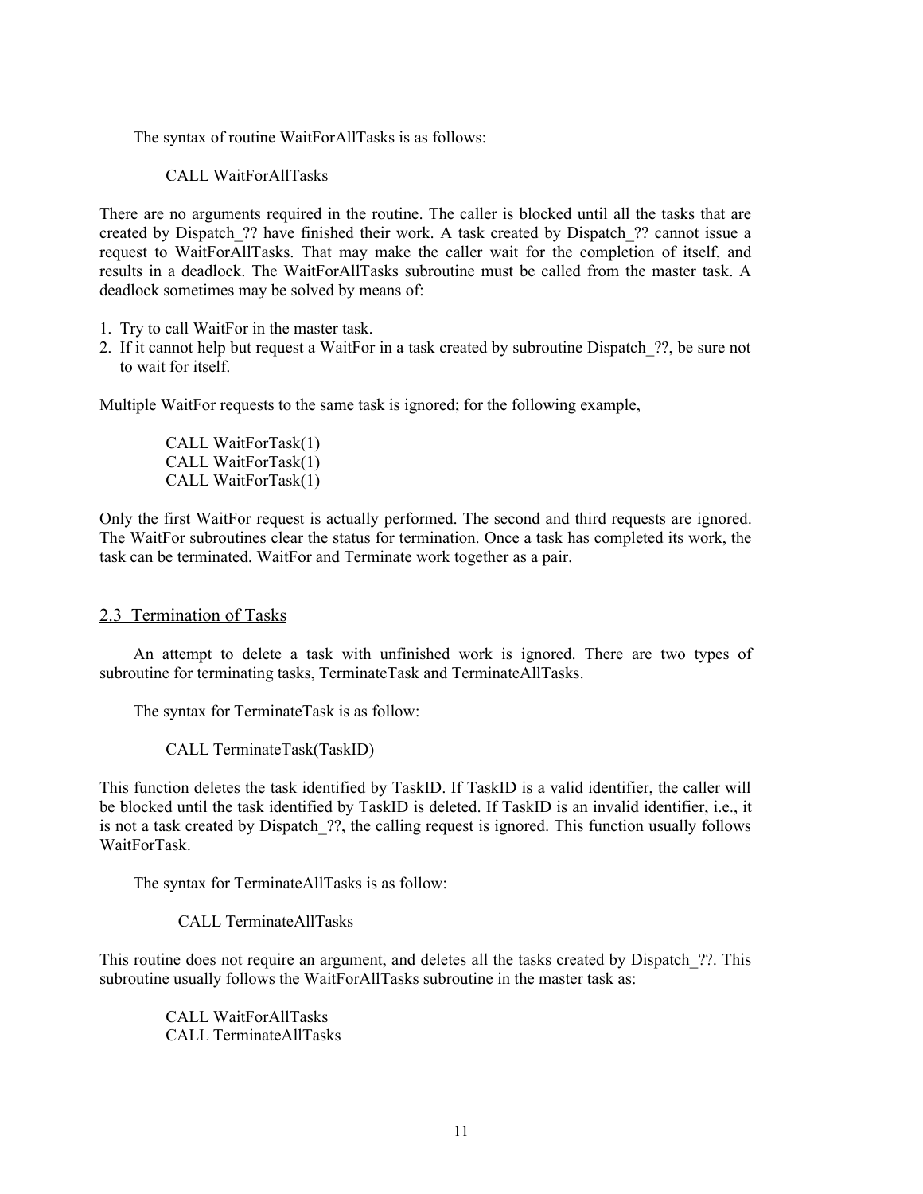The syntax of routine WaitForAllTasks is as follows:

```
CALL WaitForAllTasks
```

There are no arguments required in the routine. The caller is blocked until all the tasks that are created by Dispatch_?? have finished their work. A task created by Dispatch_?? cannot issue a request to WaitForAllTasks. That may make the caller wait for the completion of itself, and results in a deadlock. The WaitForAllTasks subroutine must be called from the master task. A deadlock sometimes may be solved by means of:

1. Try to call WaitFor in the master task.
2. If it cannot help but request a WaitFor in a task created by subroutine Dispatch_??, be sure not to wait for itself.

Multiple WaitFor requests to the same task is ignored; for the following example,

```
CALL WaitForTask(1)
CALL WaitForTask(1)
CALL WaitForTask(1)
```

Only the first WaitFor request is actually performed. The second and third requests are ignored. The WaitFor subroutines clear the status for termination. Once a task has completed its work, the task can be terminated. WaitFor and Terminate work together as a pair.

## 2.3 Termination of Tasks

An attempt to delete a task with unfinished work is ignored. There are two types of subroutine for terminating tasks, TerminateTask and TerminateAllTasks.

The syntax for TerminateTask is as follow:

```
CALL TerminateTask(TaskID)
```

This function deletes the task identified by TaskID. If TaskID is a valid identifier, the caller will be blocked until the task identified by TaskID is deleted. If TaskID is an invalid identifier, i.e., it is not a task created by Dispatch_??, the calling request is ignored. This function usually follows WaitForTask.

The syntax for TerminateAllTasks is as follow:

```
CALL TerminateAllTasks
```

This routine does not require an argument, and deletes all the tasks created by Dispatch_??. This subroutine usually follows the WaitForAllTasks subroutine in the master task as:

```
CALL WaitForAllTasks
CALL TerminateAllTasks
```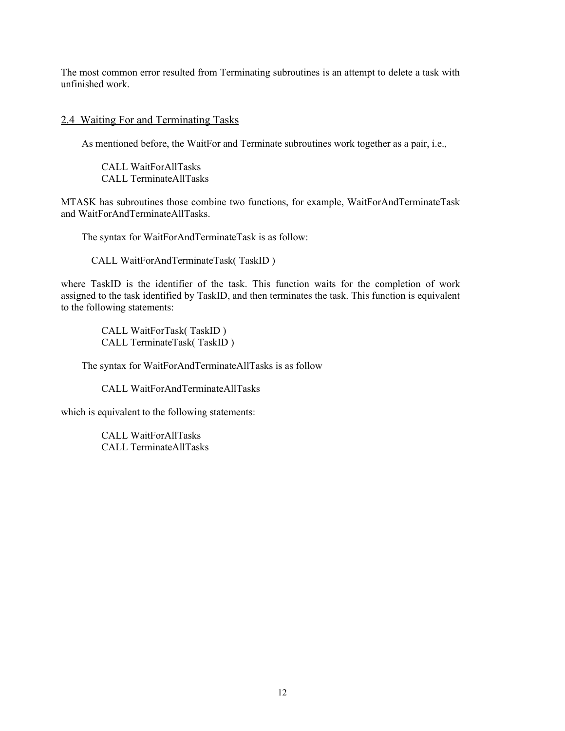The most common error resulted from Terminating subroutines is an attempt to delete a task with unfinished work.

## 2.4 Waiting For and Terminating Tasks

As mentioned before, the WaitFor and Terminate subroutines work together as a pair, i.e.,

```
CALL WaitForAllTasks
CALL TerminateAllTasks
```

MTASK has subroutines those combine two functions, for example, WaitForAndTerminateTask and WaitForAndTerminateAllTasks.

The syntax for WaitForAndTerminateTask is as follow:

```
CALL WaitForAndTerminateTask( TaskID )
```

where TaskID is the identifier of the task. This function waits for the completion of work assigned to the task identified by TaskID, and then terminates the task. This function is equivalent to the following statements:

```
CALL WaitForTask( TaskID )
CALL TerminateTask( TaskID )
```

The syntax for WaitForAndTerminateAllTasks is as follow

```
CALL WaitForAndTerminateAllTasks
```

which is equivalent to the following statements:

```
CALL WaitForAllTasks
CALL TerminateAllTasks
```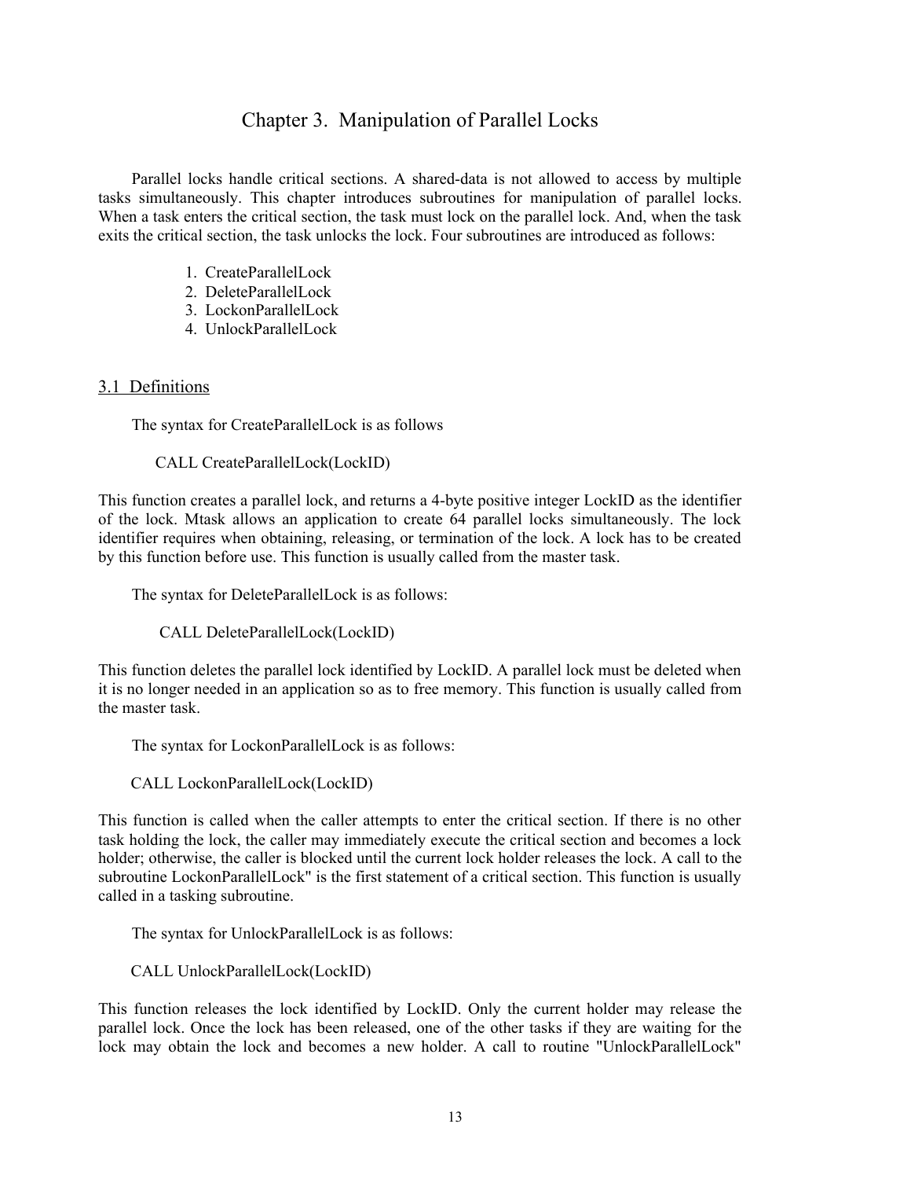# Chapter 3. Manipulation of Parallel Locks

Parallel locks handle critical sections. A shared-data is not allowed to access by multiple tasks simultaneously. This chapter introduces subroutines for manipulation of parallel locks. When a task enters the critical section, the task must lock on the parallel lock. And, when the task exits the critical section, the task unlocks the lock. Four subroutines are introduced as follows:

1. CreateParallelLock
2. DeleteParallelLock
3. LockonParallelLock
4. UnlockParallelLock

## 3.1 Definitions

The syntax for CreateParallelLock is as follows

```
CALL CreateParallelLock(LockID)
```

This function creates a parallel lock, and returns a 4-byte positive integer LockID as the identifier of the lock. Mtask allows an application to create 64 parallel locks simultaneously. The lock identifier requires when obtaining, releasing, or termination of the lock. A lock has to be created by this function before use. This function is usually called from the master task.

The syntax for DeleteParallelLock is as follows:

```
CALL DeleteParallelLock(LockID)
```

This function deletes the parallel lock identified by LockID. A parallel lock must be deleted when it is no longer needed in an application so as to free memory. This function is usually called from the master task.

The syntax for LockonParallelLock is as follows:

```
CALL LockonParallelLock(LockID)
```

This function is called when the caller attempts to enter the critical section. If there is no other task holding the lock, the caller may immediately execute the critical section and becomes a lock holder; otherwise, the caller is blocked until the current lock holder releases the lock. A call to the subroutine LockonParallelLock" is the first statement of a critical section. This function is usually called in a tasking subroutine.

The syntax for UnlockParallelLock is as follows:

```
CALL UnlockParallelLock(LockID)
```

This function releases the lock identified by LockID. Only the current holder may release the parallel lock. Once the lock has been released, one of the other tasks if they are waiting for the lock may obtain the lock and becomes a new holder. A call to routine "UnlockParallelLock"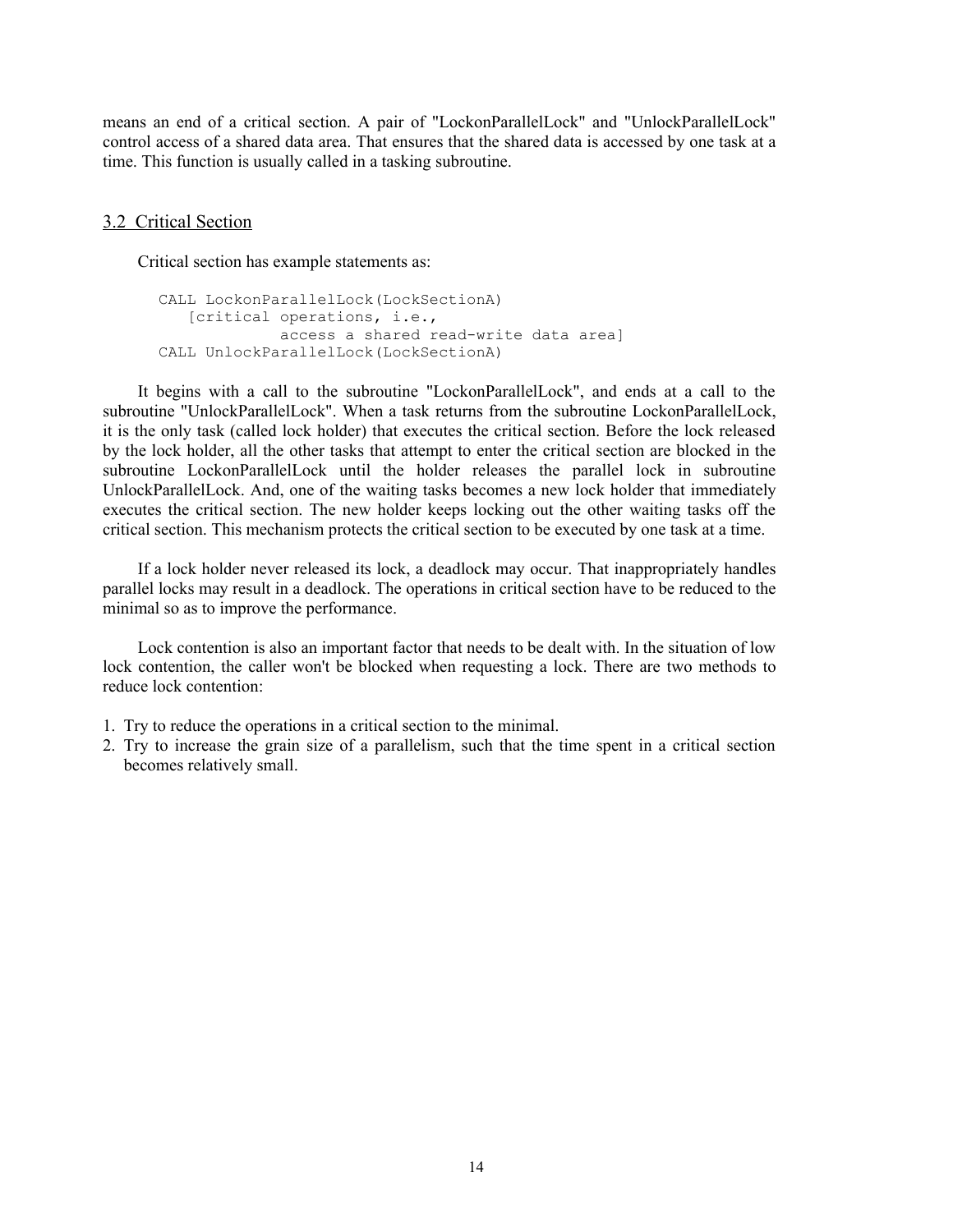means an end of a critical section. A pair of "LockonParallelLock" and "UnlockParallelLock" control access of a shared data area. That ensures that the shared data is accessed by one task at a time. This function is usually called in a tasking subroutine.

## 3.2 Critical Section

Critical section has example statements as:

```
CALL LockonParallelLock(LockSectionA)
   [critical operations, i.e.,
            access a shared read-write data area]
CALL UnlockParallelLock(LockSectionA)
```

It begins with a call to the subroutine "LockonParallelLock", and ends at a call to the subroutine "UnlockParallelLock". When a task returns from the subroutine LockonParallelLock, it is the only task (called lock holder) that executes the critical section. Before the lock released by the lock holder, all the other tasks that attempt to enter the critical section are blocked in the subroutine LockonParallelLock until the holder releases the parallel lock in subroutine UnlockParallelLock. And, one of the waiting tasks becomes a new lock holder that immediately executes the critical section. The new holder keeps locking out the other waiting tasks off the critical section. This mechanism protects the critical section to be executed by one task at a time.

If a lock holder never released its lock, a deadlock may occur. That inappropriately handles parallel locks may result in a deadlock. The operations in critical section have to be reduced to the minimal so as to improve the performance.

Lock contention is also an important factor that needs to be dealt with. In the situation of low lock contention, the caller won't be blocked when requesting a lock. There are two methods to reduce lock contention:

1. Try to reduce the operations in a critical section to the minimal.
2. Try to increase the grain size of a parallelism, such that the time spent in a critical section becomes relatively small.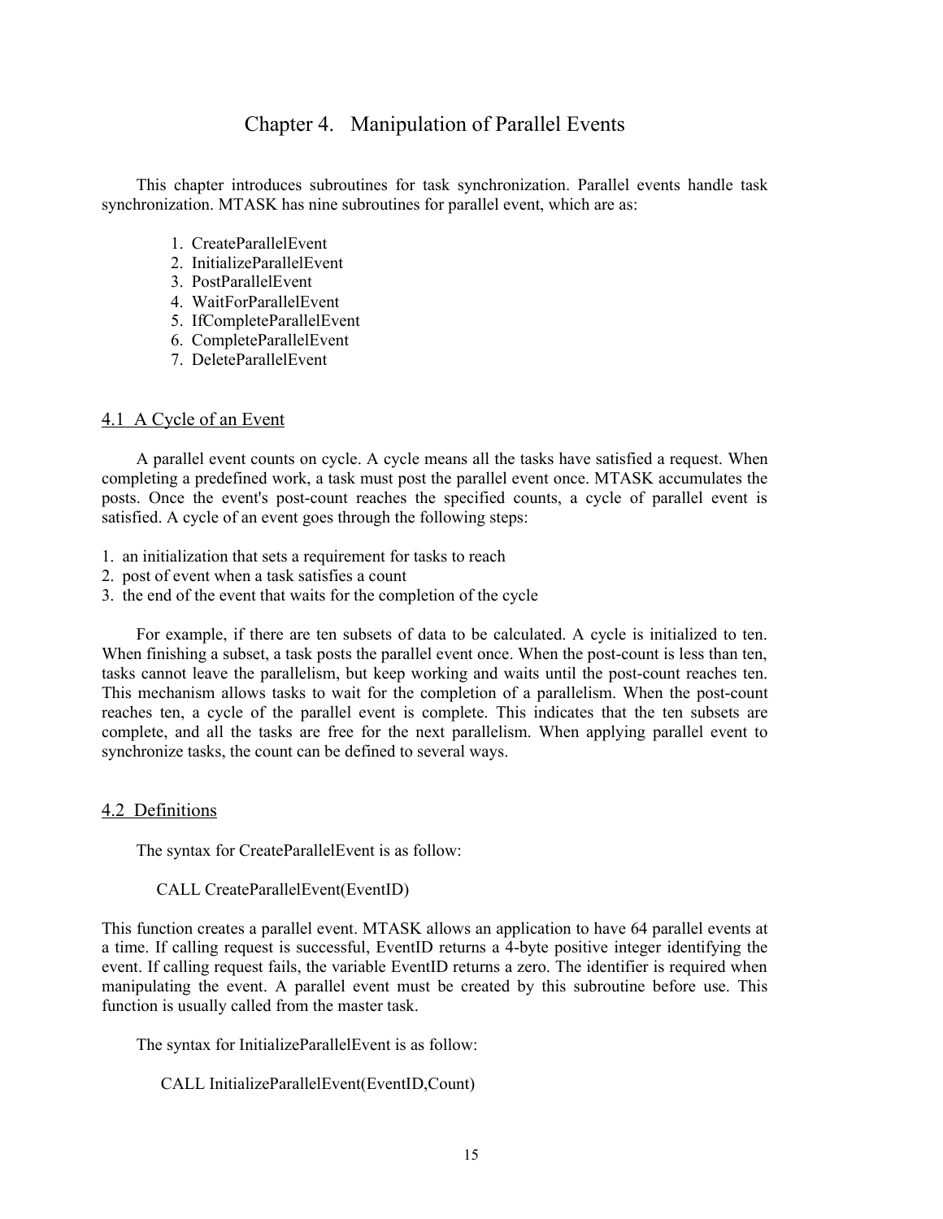# Chapter 4. Manipulation of Parallel Events

This chapter introduces subroutines for task synchronization. Parallel events handle task synchronization. MTASK has nine subroutines for parallel event, which are as:

1. CreateParallelEvent
2. InitializeParallelEvent
3. PostParallelEvent
4. WaitForParallelEvent
5. IfCompleteParallelEvent
6. CompleteParallelEvent
7. DeleteParallelEvent

## 4.1 A Cycle of an Event

A parallel event counts on cycle. A cycle means all the tasks have satisfied a request. When completing a predefined work, a task must post the parallel event once. MTASK accumulates the posts. Once the event's post-count reaches the specified counts, a cycle of parallel event is satisfied. A cycle of an event goes through the following steps:

1. an initialization that sets a requirement for tasks to reach
2. post of event when a task satisfies a count
3. the end of the event that waits for the completion of the cycle

For example, if there are ten subsets of data to be calculated. A cycle is initialized to ten. When finishing a subset, a task posts the parallel event once. When the post-count is less than ten, tasks cannot leave the parallelism, but keep working and waits until the post-count reaches ten. This mechanism allows tasks to wait for the completion of a parallelism. When the post-count reaches ten, a cycle of the parallel event is complete. This indicates that the ten subsets are complete, and all the tasks are free for the next parallelism. When applying parallel event to synchronize tasks, the count can be defined to several ways.

## 4.2 Definitions

The syntax for CreateParallelEvent is as follow:

```
CALL CreateParallelEvent(EventID)
```

This function creates a parallel event. MTASK allows an application to have 64 parallel events at a time. If calling request is successful, EventID returns a 4-byte positive integer identifying the event. If calling request fails, the variable EventID returns a zero. The identifier is required when manipulating the event. A parallel event must be created by this subroutine before use. This function is usually called from the master task.

The syntax for InitializeParallelEvent is as follow:

```
CALL InitializeParallelEvent(EventID,Count)
```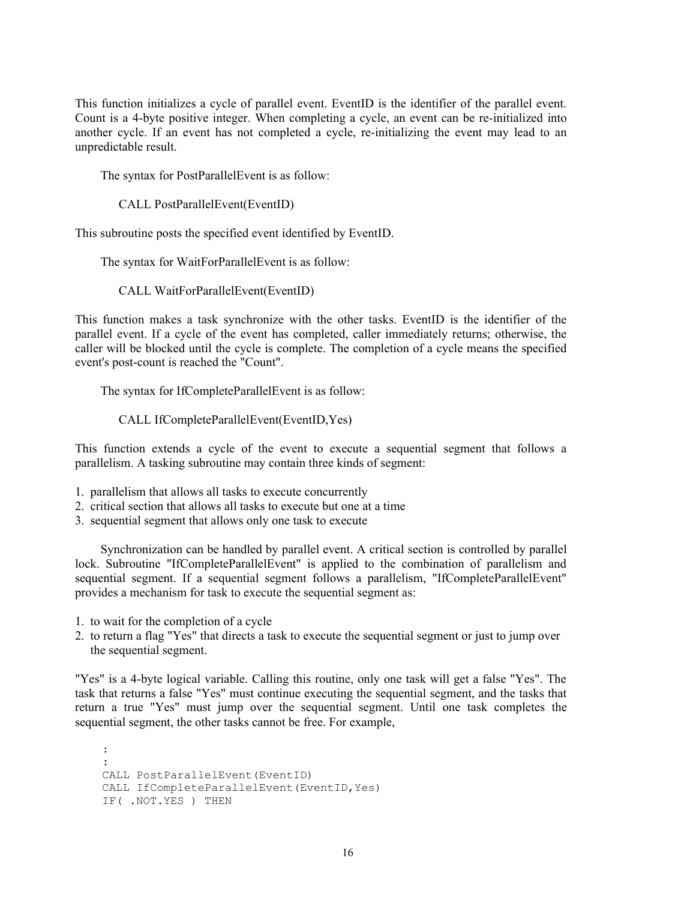This function initializes a cycle of parallel event. EventID is the identifier of the parallel event. Count is a 4-byte positive integer. When completing a cycle, an event can be re-initialized into another cycle. If an event has not completed a cycle, re-initializing the event may lead to an unpredictable result.

The syntax for PostParallelEvent is as follow:

CALL PostParallelEvent(EventID)

This subroutine posts the specified event identified by EventID.

The syntax for WaitForParallelEvent is as follow:

CALL WaitForParallelEvent(EventID)

This function makes a task synchronize with the other tasks. EventID is the identifier of the parallel event. If a cycle of the event has completed, caller immediately returns; otherwise, the caller will be blocked until the cycle is complete. The completion of a cycle means the specified event's post-count is reached the "Count".

The syntax for IfCompleteParallelEvent is as follow:

CALL IfCompleteParallelEvent(EventID,Yes)

This function extends a cycle of the event to execute a sequential segment that follows a parallelism. A tasking subroutine may contain three kinds of segment:

1. parallelism that allows all tasks to execute concurrently
2. critical section that allows all tasks to execute but one at a time
3. sequential segment that allows only one task to execute

Synchronization can be handled by parallel event. A critical section is controlled by parallel lock. Subroutine "IfCompleteParallelEvent" is applied to the combination of parallelism and sequential segment. If a sequential segment follows a parallelism, "IfCompleteParallelEvent" provides a mechanism for task to execute the sequential segment as:

1. to wait for the completion of a cycle
2. to return a flag "Yes" that directs a task to execute the sequential segment or just to jump over the sequential segment.

"Yes" is a 4-byte logical variable. Calling this routine, only one task will get a false "Yes". The task that returns a false "Yes" must continue executing the sequential segment, and the tasks that return a true "Yes" must jump over the sequential segment. Until one task completes the sequential segment, the other tasks cannot be free. For example,

```
:
:
CALL PostParallelEvent(EventID)
CALL IfCompleteParallelEvent(EventID,Yes)
IF( .NOT.YES ) THEN
```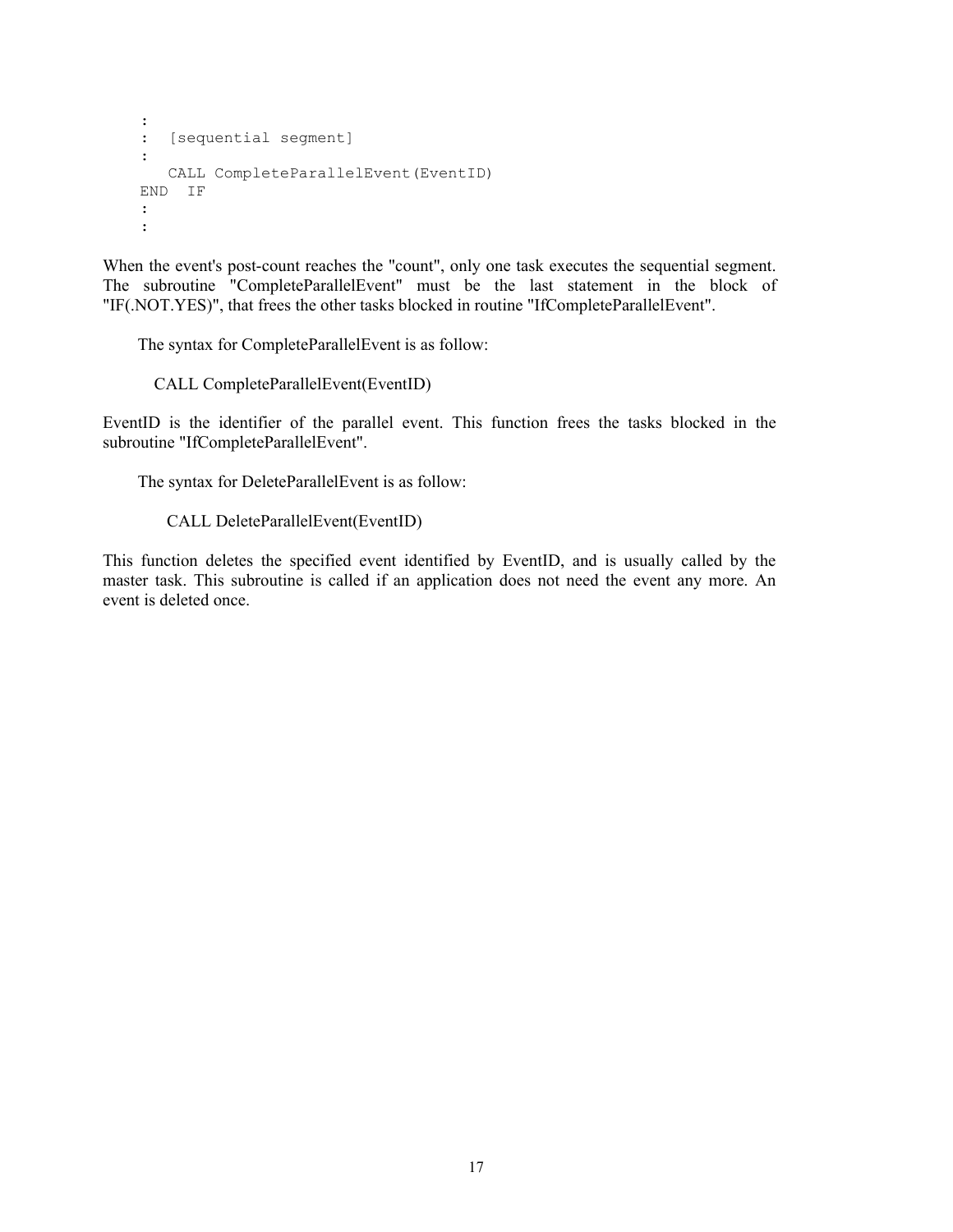```
:
:  [sequential segment]
:
   CALL CompleteParallelEvent(EventID)
END  IF
:
:
```

When the event's post-count reaches the "count", only one task executes the sequential segment. The subroutine "CompleteParallelEvent" must be the last statement in the block of "IF(.NOT.YES)", that frees the other tasks blocked in routine "IfCompleteParallelEvent".

The syntax for CompleteParallelEvent is as follow:

CALL CompleteParallelEvent(EventID)

EventID is the identifier of the parallel event. This function frees the tasks blocked in the subroutine "IfCompleteParallelEvent".

The syntax for DeleteParallelEvent is as follow:

CALL DeleteParallelEvent(EventID)

This function deletes the specified event identified by EventID, and is usually called by the master task. This subroutine is called if an application does not need the event any more. An event is deleted once.